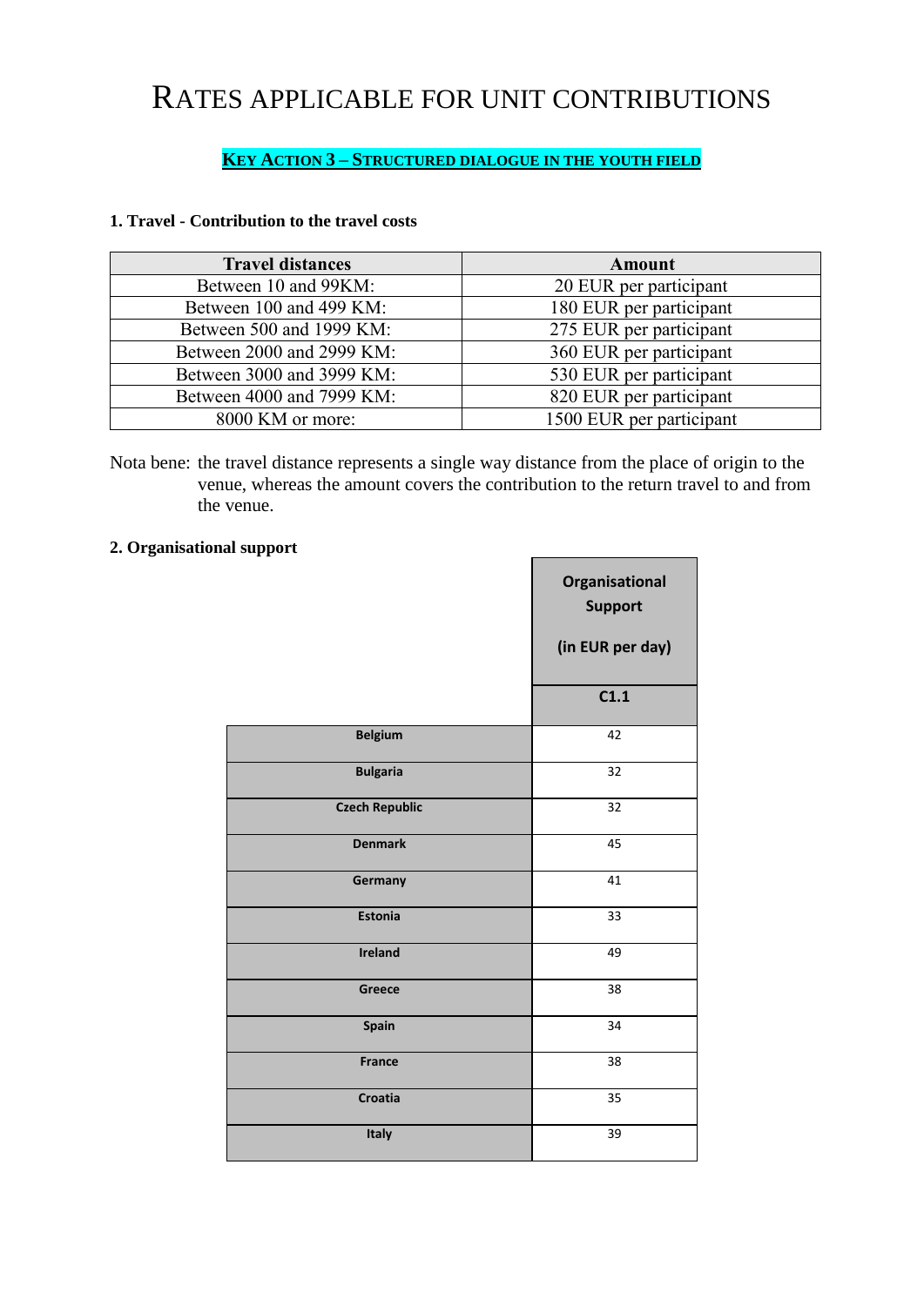# RATES APPLICABLE FOR UNIT CONTRIBUTIONS

## KEY ACTION 3 – STRUCTURED DIALOGUE IN THE YOUTH FIELD

**1. Travel - Contribution to the travel costs**

| Travel distances | Amount |
|---|---|
| Between 10 and 99KM: | 20 EUR per participant |
| Between 100 and 499 KM: | 180 EUR per participant |
| Between 500 and 1999 KM: | 275 EUR per participant |
| Between 2000 and 2999 KM: | 360 EUR per participant |
| Between 3000 and 3999 KM: | 530 EUR per participant |
| Between 4000 and 7999 KM: | 820 EUR per participant |
| 8000 KM or more: | 1500 EUR per participant |

Nota bene: the travel distance represents a single way distance from the place of origin to the venue, whereas the amount covers the contribution to the return travel to and from the venue.

**2. Organisational support**

| | Organisational Support (in EUR per day) |
|---|---|
| | C1.1 |
| Belgium | 42 |
| Bulgaria | 32 |
| Czech Republic | 32 |
| Denmark | 45 |
| Germany | 41 |
| Estonia | 33 |
| Ireland | 49 |
| Greece | 38 |
| Spain | 34 |
| France | 38 |
| Croatia | 35 |
| Italy | 39 |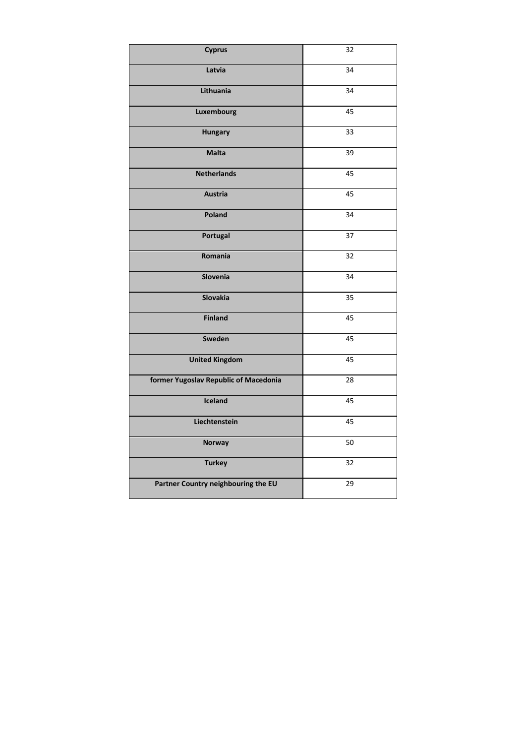| | |
|---|---|
| **Cyprus** | 32 |
| **Latvia** | 34 |
| **Lithuania** | 34 |
| **Luxembourg** | 45 |
| **Hungary** | 33 |
| **Malta** | 39 |
| **Netherlands** | 45 |
| **Austria** | 45 |
| **Poland** | 34 |
| **Portugal** | 37 |
| **Romania** | 32 |
| **Slovenia** | 34 |
| **Slovakia** | 35 |
| **Finland** | 45 |
| **Sweden** | 45 |
| **United Kingdom** | 45 |
| **former Yugoslav Republic of Macedonia** | 28 |
| **Iceland** | 45 |
| **Liechtenstein** | 45 |
| **Norway** | 50 |
| **Turkey** | 32 |
| **Partner Country neighbouring the EU** | 29 |